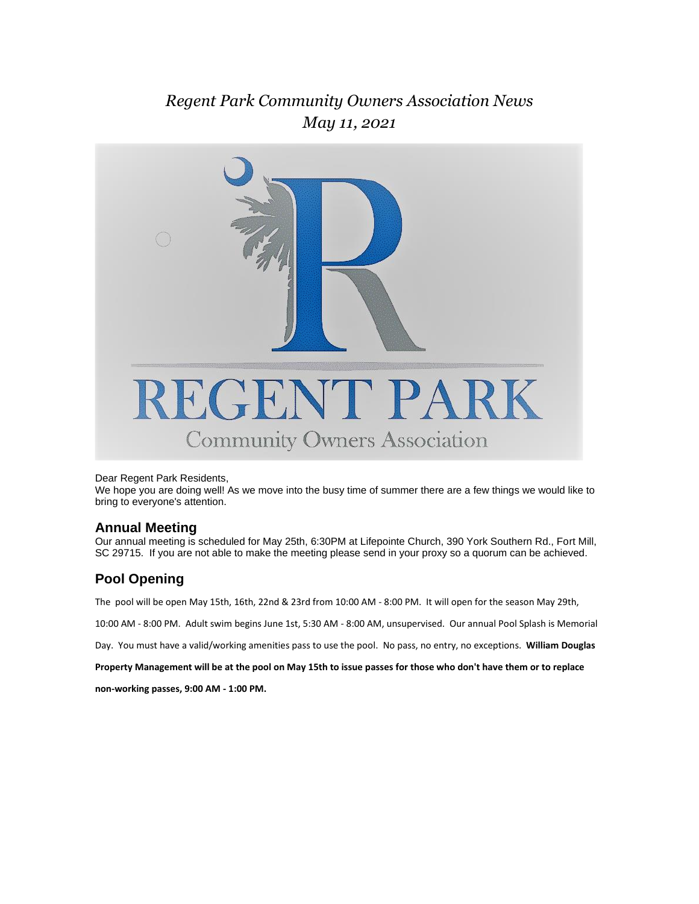*Regent Park Community Owners Association News*
*May 11, 2021*

Dear Regent Park Residents,
We hope you are doing well! As we move into the busy time of summer there are a few things we would like to bring to everyone's attention.

## Annual Meeting

Our annual meeting is scheduled for May 25th, 6:30PM at Lifepointe Church, 390 York Southern Rd., Fort Mill, SC 29715. If you are not able to make the meeting please send in your proxy so a quorum can be achieved.

## Pool Opening

The pool will be open May 15th, 16th, 22nd & 23rd from 10:00 AM - 8:00 PM. It will open for the season May 29th, 10:00 AM - 8:00 PM. Adult swim begins June 1st, 5:30 AM - 8:00 AM, unsupervised. Our annual Pool Splash is Memorial Day. You must have a valid/working amenities pass to use the pool. No pass, no entry, no exceptions. **William Douglas Property Management will be at the pool on May 15th to issue passes for those who don't have them or to replace non-working passes, 9:00 AM - 1:00 PM.**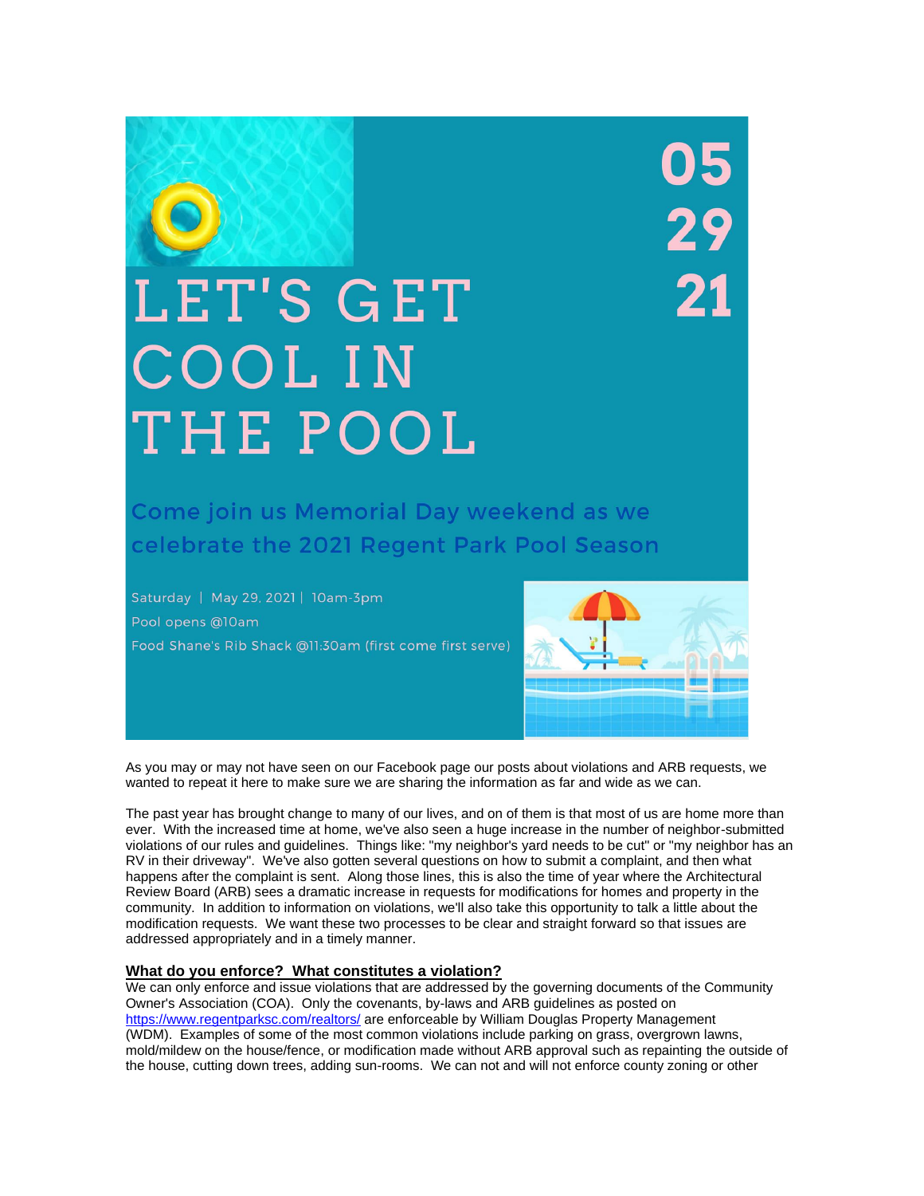05
29
21

# LET'S GET COOL IN THE POOL

Come join us Memorial Day weekend as we celebrate the 2021 Regent Park Pool Season

Saturday | May 29, 2021 | 10am-3pm

Pool opens @10am

Food Shane's Rib Shack @11:30am (first come first serve)

As you may or may not have seen on our Facebook page our posts about violations and ARB requests, we wanted to repeat it here to make sure we are sharing the information as far and wide as we can.

The past year has brought change to many of our lives, and on of them is that most of us are home more than ever. With the increased time at home, we've also seen a huge increase in the number of neighbor-submitted violations of our rules and guidelines. Things like: "my neighbor's yard needs to be cut" or "my neighbor has an RV in their driveway". We've also gotten several questions on how to submit a complaint, and then what happens after the complaint is sent. Along those lines, this is also the time of year where the Architectural Review Board (ARB) sees a dramatic increase in requests for modifications for homes and property in the community. In addition to information on violations, we'll also take this opportunity to talk a little about the modification requests. We want these two processes to be clear and straight forward so that issues are addressed appropriately and in a timely manner.

**What do you enforce? What constitutes a violation?**

We can only enforce and issue violations that are addressed by the governing documents of the Community Owner's Association (COA). Only the covenants, by-laws and ARB guidelines as posted on [https://www.regentparksc.com/realtors/](https://www.regentparksc.com/realtors/) are enforceable by William Douglas Property Management (WDM). Examples of some of the most common violations include parking on grass, overgrown lawns, mold/mildew on the house/fence, or modification made without ARB approval such as repainting the outside of the house, cutting down trees, adding sun-rooms. We can not and will not enforce county zoning or other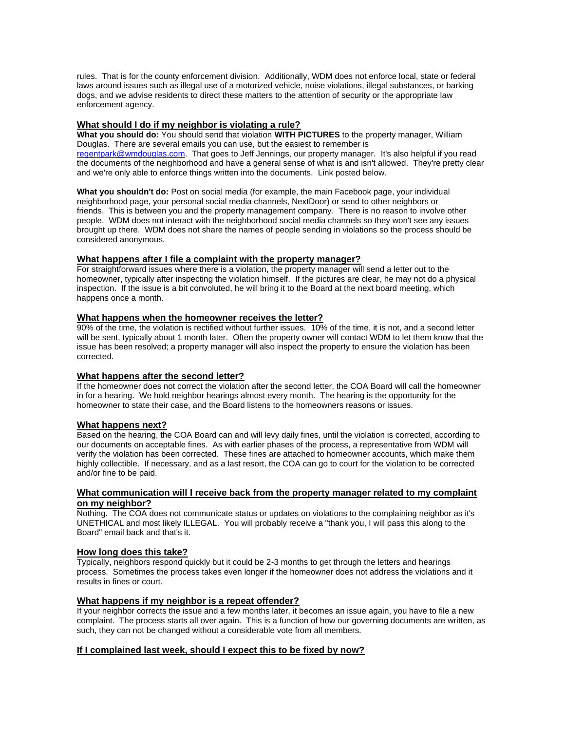rules. That is for the county enforcement division. Additionally, WDM does not enforce local, state or federal laws around issues such as illegal use of a motorized vehicle, noise violations, illegal substances, or barking dogs, and we advise residents to direct these matters to the attention of security or the appropriate law enforcement agency.

## What should I do if my neighbor is violating a rule?

**What you should do:** You should send that violation **WITH PICTURES** to the property manager, William Douglas. There are several emails you can use, but the easiest to remember is regentpark@wmdouglas.com. That goes to Jeff Jennings, our property manager. It's also helpful if you read the documents of the neighborhood and have a general sense of what is and isn't allowed. They're pretty clear and we're only able to enforce things written into the documents. Link posted below.

**What you shouldn't do:** Post on social media (for example, the main Facebook page, your individual neighborhood page, your personal social media channels, NextDoor) or send to other neighbors or friends. This is between you and the property management company. There is no reason to involve other people. WDM does not interact with the neighborhood social media channels so they won't see any issues brought up there. WDM does not share the names of people sending in violations so the process should be considered anonymous.

## What happens after I file a complaint with the property manager?

For straightforward issues where there is a violation, the property manager will send a letter out to the homeowner, typically after inspecting the violation himself. If the pictures are clear, he may not do a physical inspection. If the issue is a bit convoluted, he will bring it to the Board at the next board meeting, which happens once a month.

## What happens when the homeowner receives the letter?

90% of the time, the violation is rectified without further issues. 10% of the time, it is not, and a second letter will be sent, typically about 1 month later. Often the property owner will contact WDM to let them know that the issue has been resolved; a property manager will also inspect the property to ensure the violation has been corrected.

## What happens after the second letter?

If the homeowner does not correct the violation after the second letter, the COA Board will call the homeowner in for a hearing. We hold neighbor hearings almost every month. The hearing is the opportunity for the homeowner to state their case, and the Board listens to the homeowners reasons or issues.

## What happens next?

Based on the hearing, the COA Board can and will levy daily fines, until the violation is corrected, according to our documents on acceptable fines. As with earlier phases of the process, a representative from WDM will verify the violation has been corrected. These fines are attached to homeowner accounts, which make them highly collectible. If necessary, and as a last resort, the COA can go to court for the violation to be corrected and/or fine to be paid.

## What communication will I receive back from the property manager related to my complaint on my neighbor?

Nothing. The COA does not communicate status or updates on violations to the complaining neighbor as it's UNETHICAL and most likely ILLEGAL. You will probably receive a "thank you, I will pass this along to the Board" email back and that's it.

## How long does this take?

Typically, neighbors respond quickly but it could be 2-3 months to get through the letters and hearings process. Sometimes the process takes even longer if the homeowner does not address the violations and it results in fines or court.

## What happens if my neighbor is a repeat offender?

If your neighbor corrects the issue and a few months later, it becomes an issue again, you have to file a new complaint. The process starts all over again. This is a function of how our governing documents are written, as such, they can not be changed without a considerable vote from all members.

## If I complained last week, should I expect this to be fixed by now?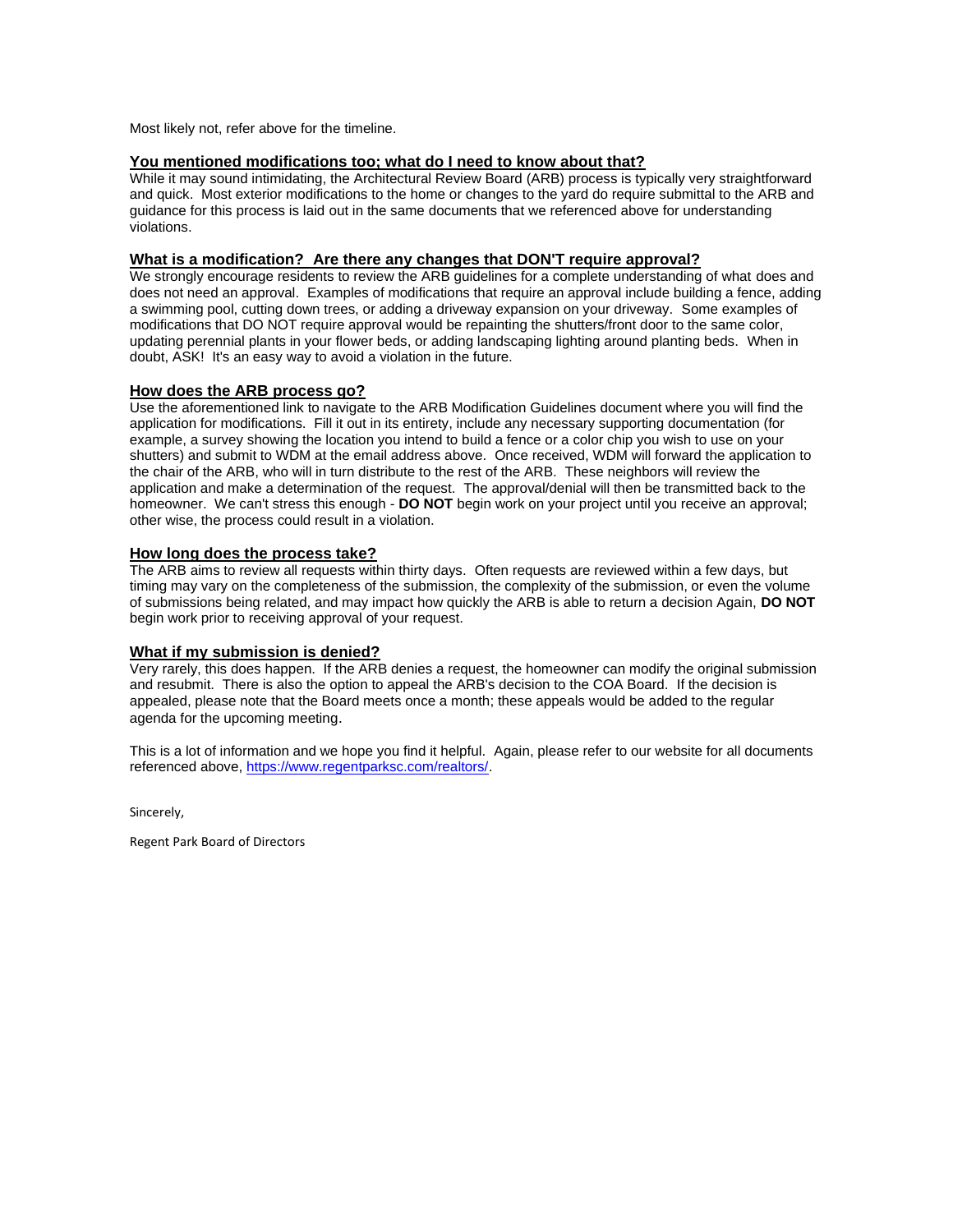Most likely not, refer above for the timeline.

**You mentioned modifications too; what do I need to know about that?**

While it may sound intimidating, the Architectural Review Board (ARB) process is typically very straightforward and quick. Most exterior modifications to the home or changes to the yard do require submittal to the ARB and guidance for this process is laid out in the same documents that we referenced above for understanding violations.

**What is a modification? Are there any changes that DON'T require approval?**

We strongly encourage residents to review the ARB guidelines for a complete understanding of what does and does not need an approval. Examples of modifications that require an approval include building a fence, adding a swimming pool, cutting down trees, or adding a driveway expansion on your driveway. Some examples of modifications that DO NOT require approval would be repainting the shutters/front door to the same color, updating perennial plants in your flower beds, or adding landscaping lighting around planting beds. When in doubt, ASK! It's an easy way to avoid a violation in the future.

**How does the ARB process go?**

Use the aforementioned link to navigate to the ARB Modification Guidelines document where you will find the application for modifications. Fill it out in its entirety, include any necessary supporting documentation (for example, a survey showing the location you intend to build a fence or a color chip you wish to use on your shutters) and submit to WDM at the email address above. Once received, WDM will forward the application to the chair of the ARB, who will in turn distribute to the rest of the ARB. These neighbors will review the application and make a determination of the request. The approval/denial will then be transmitted back to the homeowner. We can't stress this enough - **DO NOT** begin work on your project until you receive an approval; other wise, the process could result in a violation.

**How long does the process take?**

The ARB aims to review all requests within thirty days. Often requests are reviewed within a few days, but timing may vary on the completeness of the submission, the complexity of the submission, or even the volume of submissions being related, and may impact how quickly the ARB is able to return a decision Again, **DO NOT** begin work prior to receiving approval of your request.

**What if my submission is denied?**

Very rarely, this does happen. If the ARB denies a request, the homeowner can modify the original submission and resubmit. There is also the option to appeal the ARB's decision to the COA Board. If the decision is appealed, please note that the Board meets once a month; these appeals would be added to the regular agenda for the upcoming meeting.

This is a lot of information and we hope you find it helpful. Again, please refer to our website for all documents referenced above, https://www.regentparksc.com/realtors/.

Sincerely,

Regent Park Board of Directors